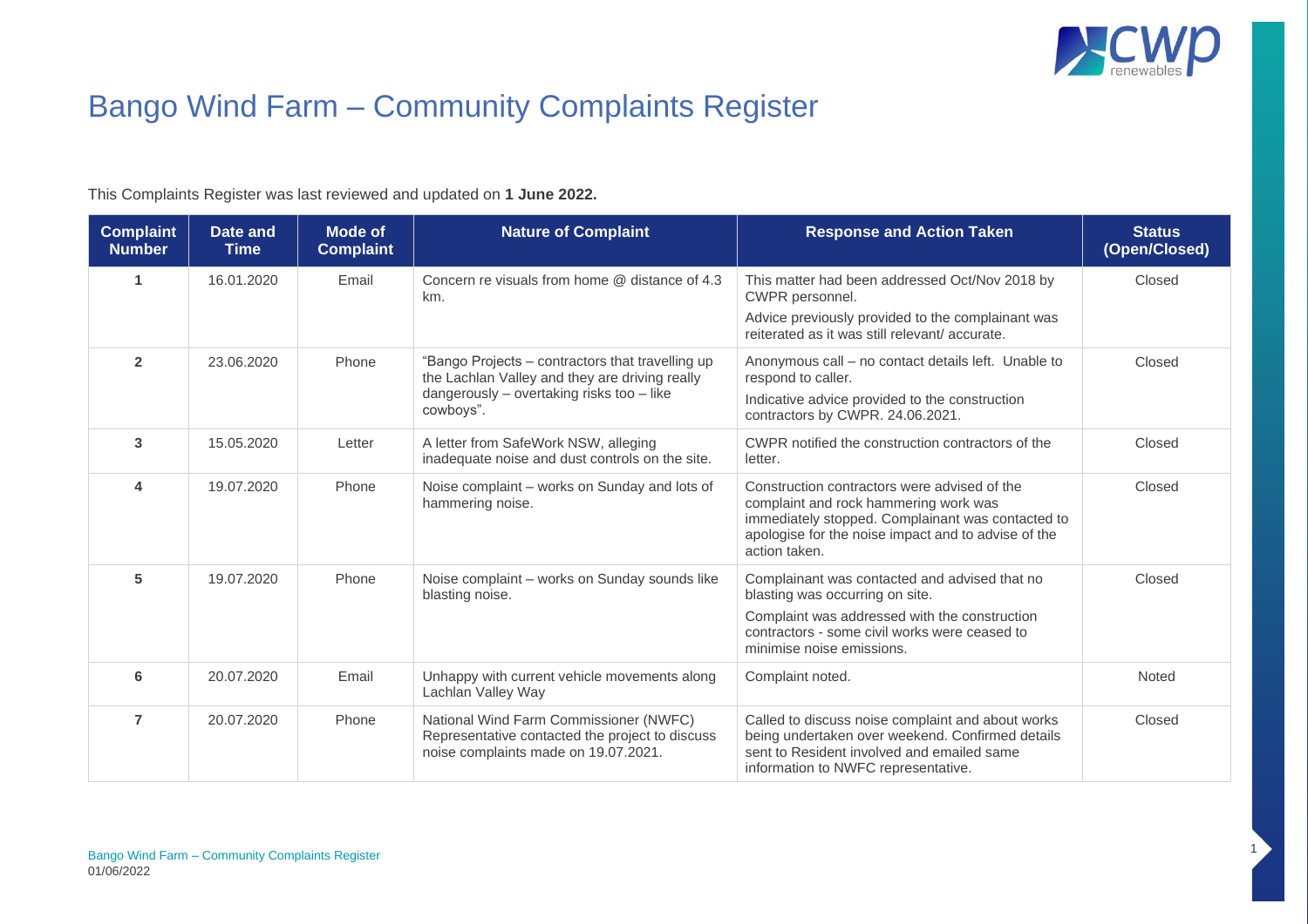# Bango Wind Farm – Community Complaints Register

This Complaints Register was last reviewed and updated on **1 June 2022.**

| Complaint Number | Date and Time | Mode of Complaint | Nature of Complaint | Response and Action Taken | Status (Open/Closed) |
|---|---|---|---|---|---|
| 1 | 16.01.2020 | Email | Concern re visuals from home @ distance of 4.3 km. | This matter had been addressed Oct/Nov 2018 by CWPR personnel.<br>Advice previously provided to the complainant was reiterated as it was still relevant/ accurate. | Closed |
| 2 | 23.06.2020 | Phone | "Bango Projects – contractors that travelling up the Lachlan Valley and they are driving really dangerously – overtaking risks too – like cowboys". | Anonymous call – no contact details left. Unable to respond to caller.<br>Indicative advice provided to the construction contractors by CWPR. 24.06.2021. | Closed |
| 3 | 15.05.2020 | Letter | A letter from SafeWork NSW, alleging inadequate noise and dust controls on the site. | CWPR notified the construction contractors of the letter. | Closed |
| 4 | 19.07.2020 | Phone | Noise complaint – works on Sunday and lots of hammering noise. | Construction contractors were advised of the complaint and rock hammering work was immediately stopped. Complainant was contacted to apologise for the noise impact and to advise of the action taken. | Closed |
| 5 | 19.07.2020 | Phone | Noise complaint – works on Sunday sounds like blasting noise. | Complainant was contacted and advised that no blasting was occurring on site.<br>Complaint was addressed with the construction contractors - some civil works were ceased to minimise noise emissions. | Closed |
| 6 | 20.07.2020 | Email | Unhappy with current vehicle movements along Lachlan Valley Way | Complaint noted. | Noted |
| 7 | 20.07.2020 | Phone | National Wind Farm Commissioner (NWFC) Representative contacted the project to discuss noise complaints made on 19.07.2021. | Called to discuss noise complaint and about works being undertaken over weekend. Confirmed details sent to Resident involved and emailed same information to NWFC representative. | Closed |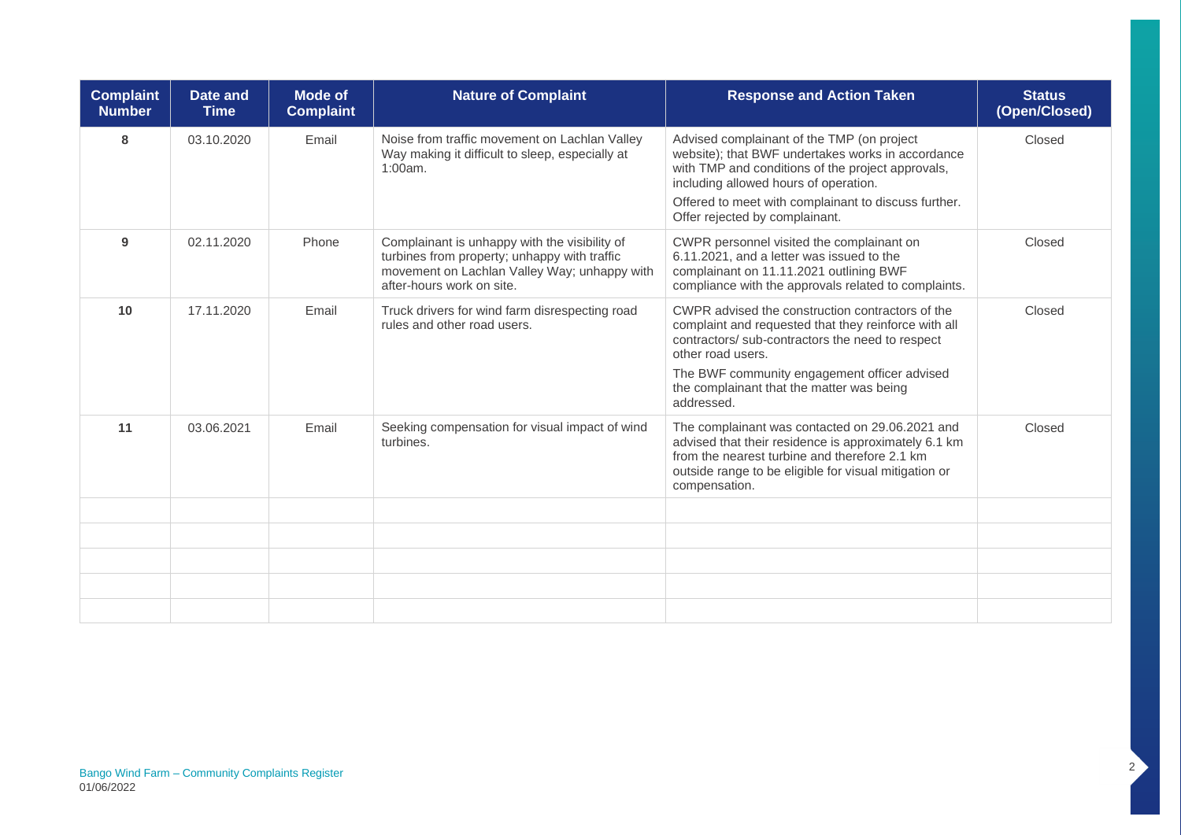| Complaint Number | Date and Time | Mode of Complaint | Nature of Complaint | Response and Action Taken | Status (Open/Closed) |
| --- | --- | --- | --- | --- | --- |
| 8 | 03.10.2020 | Email | Noise from traffic movement on Lachlan Valley Way making it difficult to sleep, especially at 1:00am. | Advised complainant of the TMP (on project website); that BWF undertakes works in accordance with TMP and conditions of the project approvals, including allowed hours of operation.<br>Offered to meet with complainant to discuss further. Offer rejected by complainant. | Closed |
| 9 | 02.11.2020 | Phone | Complainant is unhappy with the visibility of turbines from property; unhappy with traffic movement on Lachlan Valley Way; unhappy with after-hours work on site. | CWPR personnel visited the complainant on 6.11.2021, and a letter was issued to the complainant on 11.11.2021 outlining BWF compliance with the approvals related to complaints. | Closed |
| 10 | 17.11.2020 | Email | Truck drivers for wind farm disrespecting road rules and other road users. | CWPR advised the construction contractors of the complaint and requested that they reinforce with all contractors/ sub-contractors the need to respect other road users.<br>The BWF community engagement officer advised the complainant that the matter was being addressed. | Closed |
| 11 | 03.06.2021 | Email | Seeking compensation for visual impact of wind turbines. | The complainant was contacted on 29.06.2021 and advised that their residence is approximately 6.1 km from the nearest turbine and therefore 2.1 km outside range to be eligible for visual mitigation or compensation. | Closed |
| | | | | | |
| | | | | | |
| | | | | | |
| | | | | | |
| | | | | | |